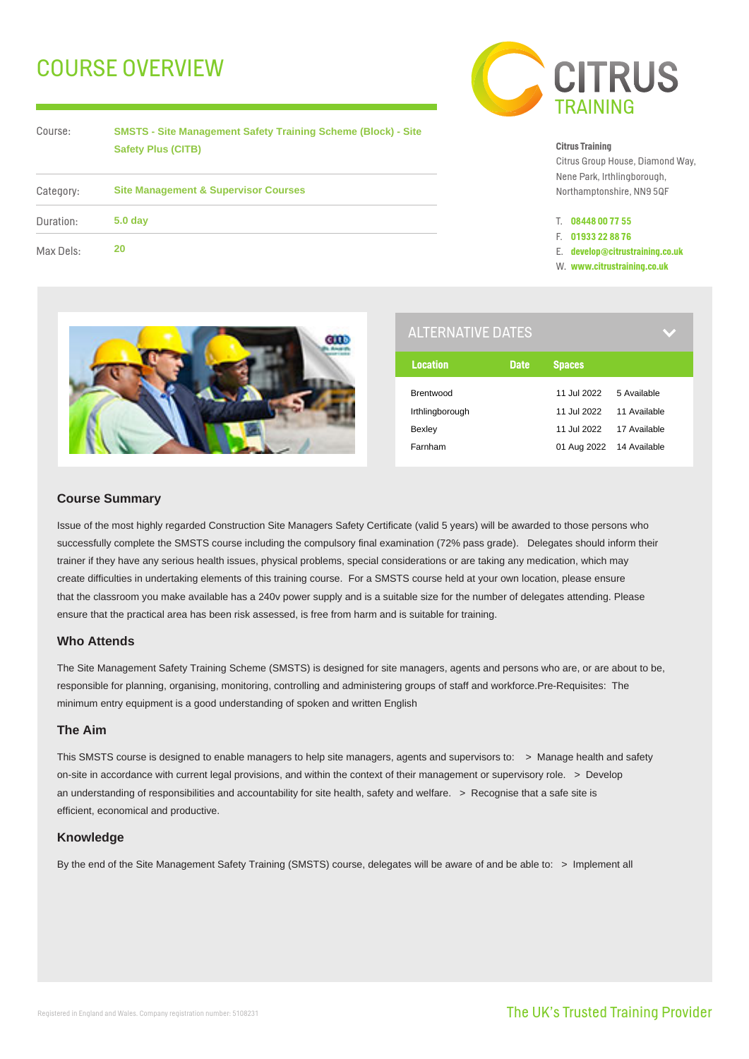# COURSE OVERVIEW

| | |
|---|---|
| Course: | **SMSTS - Site Management Safety Training Scheme (Block) - Site Safety Plus (CITB)** |
| Category: | **Site Management & Supervisor Courses** |
| Duration: | **5.0 day** |
| Max Dels: | **20** |

CITRUS TRAINING

**Citrus Training**
Citrus Group House, Diamond Way,
Nene Park, Irthlingborough,
Northamptonshire, NN9 5QF

T. **08448 00 77 55**
F. **01933 22 88 76**
E. **develop@citrustraining.co.uk**
W. **www.citrustraining.co.uk**

## ALTERNATIVE DATES

| Location | Date | Spaces |
|---|---|---|
| Brentwood | 11 Jul 2022 | 5 Available |
| Irthlingborough | 11 Jul 2022 | 11 Available |
| Bexley | 11 Jul 2022 | 17 Available |
| Farnham | 01 Aug 2022 | 14 Available |

### Course Summary

Issue of the most highly regarded Construction Site Managers Safety Certificate (valid 5 years) will be awarded to those persons who successfully complete the SMSTS course including the compulsory final examination (72% pass grade). Delegates should inform their trainer if they have any serious health issues, physical problems, special considerations or are taking any medication, which may create difficulties in undertaking elements of this training course. For a SMSTS course held at your own location, please ensure that the classroom you make available has a 240v power supply and is a suitable size for the number of delegates attending. Please ensure that the practical area has been risk assessed, is free from harm and is suitable for training.

### Who Attends

The Site Management Safety Training Scheme (SMSTS) is designed for site managers, agents and persons who are, or are about to be, responsible for planning, organising, monitoring, controlling and administering groups of staff and workforce.Pre-Requisites: The minimum entry equipment is a good understanding of spoken and written English

### The Aim

This SMSTS course is designed to enable managers to help site managers, agents and supervisors to: > Manage health and safety on-site in accordance with current legal provisions, and within the context of their management or supervisory role. > Develop an understanding of responsibilities and accountability for site health, safety and welfare. > Recognise that a safe site is efficient, economical and productive.

### Knowledge

By the end of the Site Management Safety Training (SMSTS) course, delegates will be aware of and be able to: > Implement all

Registered in England and Wales. Company registration number: 5108231

The UK's Trusted Training Provider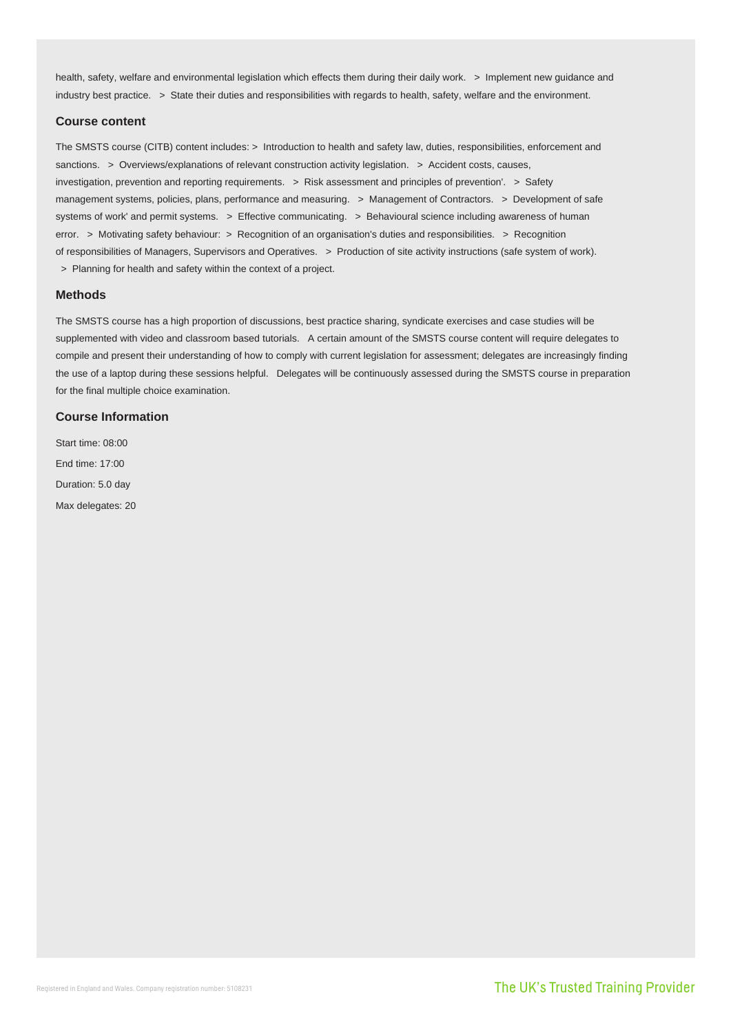health, safety, welfare and environmental legislation which effects them during their daily work. > Implement new guidance and industry best practice. > State their duties and responsibilities with regards to health, safety, welfare and the environment.

### Course content

The SMSTS course (CITB) content includes: > Introduction to health and safety law, duties, responsibilities, enforcement and sanctions. > Overviews/explanations of relevant construction activity legislation. > Accident costs, causes, investigation, prevention and reporting requirements. > Risk assessment and principles of prevention'. > Safety management systems, policies, plans, performance and measuring. > Management of Contractors. > Development of safe systems of work' and permit systems. > Effective communicating. > Behavioural science including awareness of human error. > Motivating safety behaviour: > Recognition of an organisation's duties and responsibilities. > Recognition of responsibilities of Managers, Supervisors and Operatives. > Production of site activity instructions (safe system of work). > Planning for health and safety within the context of a project.

### Methods

The SMSTS course has a high proportion of discussions, best practice sharing, syndicate exercises and case studies will be supplemented with video and classroom based tutorials. A certain amount of the SMSTS course content will require delegates to compile and present their understanding of how to comply with current legislation for assessment; delegates are increasingly finding the use of a laptop during these sessions helpful. Delegates will be continuously assessed during the SMSTS course in preparation for the final multiple choice examination.

### Course Information

Start time: 08:00

End time: 17:00

Duration: 5.0 day

Max delegates: 20